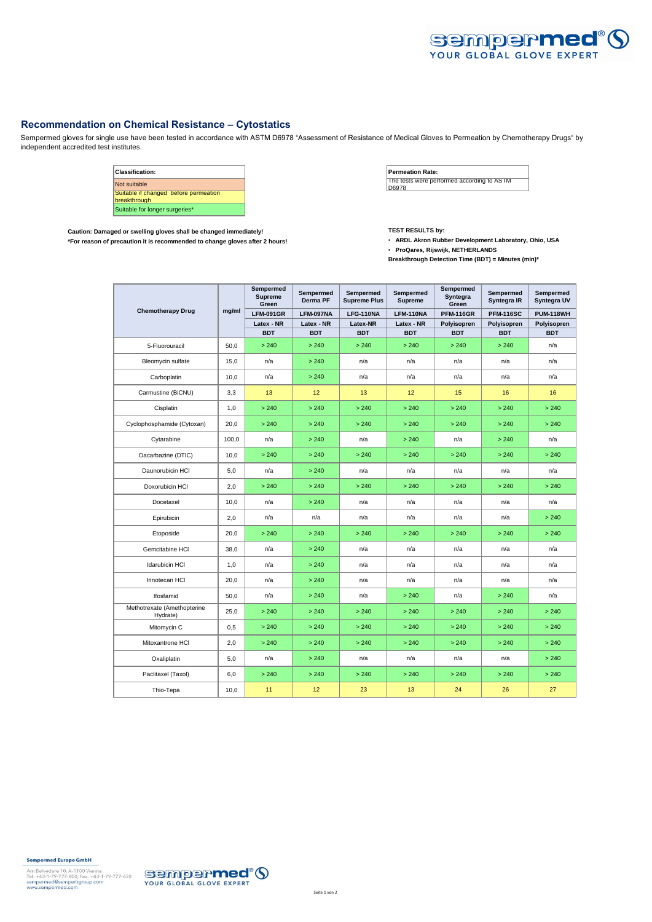# Recommendation on Chemical Resistance – Cytostatics

Sempermed gloves for single use have been tested in accordance with ASTM D6978 "Assessment of Resistance of Medical Gloves to Permeation by Chemotherapy Drugs" by independent accredited test institutes.

| Classification: |
| --- |
| Not suitable |
| Suitable if changed before permeation breakthrough |
| Suitable for longer surgeries* |

| Permeation Rate: |
| --- |
| The tests were performed according to ASTM D6978 |

**Caution: Damaged or swelling gloves shall be changed immediately!**
***For reason of precaution it is recommended to change gloves after 2 hours!**

**TEST RESULTS by:**

- **ARDL Akron Rubber Development Laboratory, Ohio, USA**
- **ProQares, Rijswijk, NETHERLANDS**

**Breakthrough Detection Time (BDT) = Minutes (min)***

| Chemotherapy Drug | mg/ml | Sempermed Supreme Green | Sempermed Derma PF | Sempermed Supreme Plus | Sempermed Supreme | Sempermed Syntegra Green | Sempermed Syntegra IR | Sempermed Syntegra UV |
| --- | --- | --- | --- | --- | --- | --- | --- | --- |
| | | LFM-091GR | LFM-097NA | LFG-110NA | LFM-110NA | PFM-116GR | PFM-116SC | PUM-118WH |
| | | Latex - NR | Latex - NR | Latex-NR | Latex - NR | Polyisopren | Polyisopren | Polyisopren |
| | | BDT | BDT | BDT | BDT | BDT | BDT | BDT |
| 5-Fluorouracil | 50,0 | > 240 | > 240 | > 240 | > 240 | > 240 | > 240 | n/a |
| Bleomycin sulfate | 15,0 | n/a | > 240 | n/a | n/a | n/a | n/a | n/a |
| Carboplatin | 10,0 | n/a | > 240 | n/a | n/a | n/a | n/a | n/a |
| Carmustine (BiCNU) | 3,3 | 13 | 12 | 13 | 12 | 15 | 16 | 16 |
| Cisplatin | 1,0 | > 240 | > 240 | > 240 | > 240 | > 240 | > 240 | > 240 |
| Cyclophosphamide (Cytoxan) | 20,0 | > 240 | > 240 | > 240 | > 240 | > 240 | > 240 | > 240 |
| Cytarabine | 100,0 | n/a | > 240 | n/a | > 240 | n/a | > 240 | n/a |
| Dacarbazine (DTIC) | 10,0 | > 240 | > 240 | > 240 | > 240 | > 240 | > 240 | > 240 |
| Daunorubicin HCl | 5,0 | n/a | > 240 | n/a | n/a | n/a | n/a | n/a |
| Doxorubicin HCl | 2,0 | > 240 | > 240 | > 240 | > 240 | > 240 | > 240 | > 240 |
| Docetaxel | 10,0 | n/a | > 240 | n/a | n/a | n/a | n/a | n/a |
| Epirubicin | 2,0 | n/a | n/a | n/a | n/a | n/a | n/a | > 240 |
| Etoposide | 20,0 | > 240 | > 240 | > 240 | > 240 | > 240 | > 240 | > 240 |
| Gemcitabine HCl | 38,0 | n/a | > 240 | n/a | n/a | n/a | n/a | n/a |
| Idarubicin HCl | 1,0 | n/a | > 240 | n/a | n/a | n/a | n/a | n/a |
| Irinotecan HCl | 20,0 | n/a | > 240 | n/a | n/a | n/a | n/a | n/a |
| Ifosfamid | 50,0 | n/a | > 240 | n/a | > 240 | n/a | > 240 | n/a |
| Methotrexate (Amethopterine Hydrate) | 25,0 | > 240 | > 240 | > 240 | > 240 | > 240 | > 240 | > 240 |
| Mitomycin C | 0,5 | > 240 | > 240 | > 240 | > 240 | > 240 | > 240 | > 240 |
| Mitoxantrone HCl | 2,0 | > 240 | > 240 | > 240 | > 240 | > 240 | > 240 | > 240 |
| Oxaliplatin | 5,0 | n/a | > 240 | n/a | n/a | n/a | n/a | > 240 |
| Paclitaxel (Taxol) | 6,0 | > 240 | > 240 | > 240 | > 240 | > 240 | > 240 | > 240 |
| Thio-Tepa | 10,0 | 11 | 12 | 23 | 13 | 24 | 26 | 27 |

**Sempermed Europe GmbH**

Am Belvedere 10, A-1100 Vienna
Tel: +43-1-79-777-000, Fax: +43-1-79-777-630
sempermed@semperitgroup.com
www.sempermed.com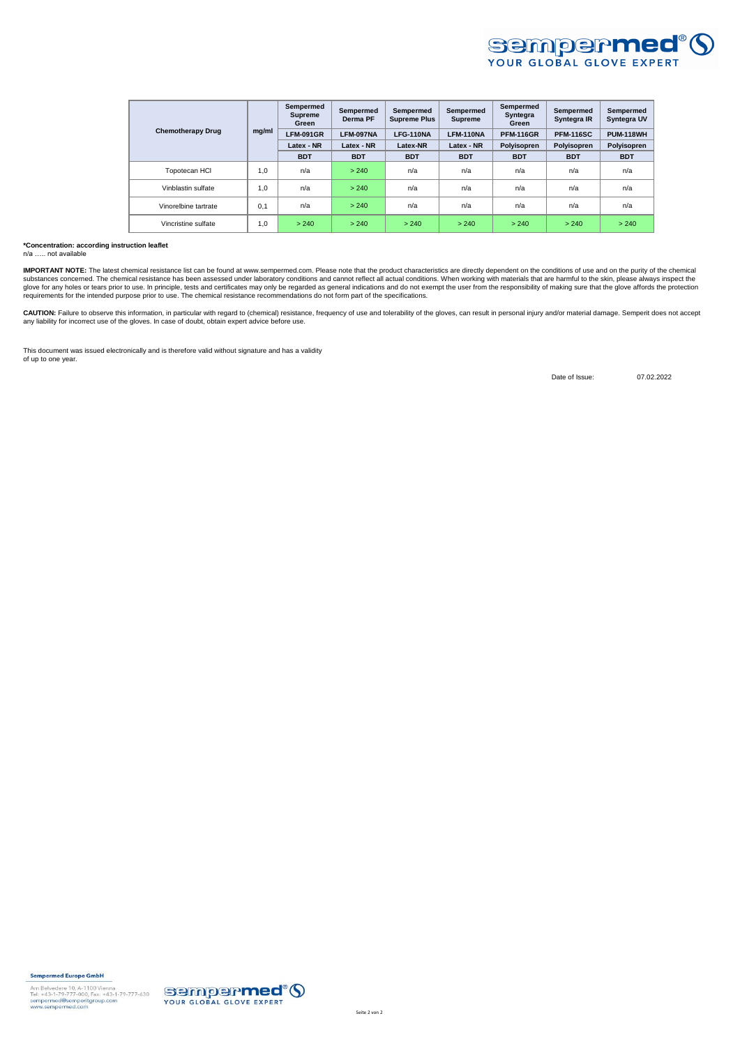| Chemotherapy Drug | mg/ml | Sempermed Supreme Green | Sempermed Derma PF | Sempermed Supreme Plus | Sempermed Supreme | Sempermed Syntegra Green | Sempermed Syntegra IR | Sempermed Syntegra UV |
|---|---|---|---|---|---|---|---|---|
| | | LFM-091GR | LFM-097NA | LFG-110NA | LFM-110NA | PFM-116GR | PFM-116SC | PUM-118WH |
| | | Latex - NR | Latex - NR | Latex-NR | Latex - NR | Polyisopren | Polyisopren | Polyisopren |
| | | BDT | BDT | BDT | BDT | BDT | BDT | BDT |
| Topotecan HCl | 1,0 | n/a | > 240 | n/a | n/a | n/a | n/a | n/a |
| Vinblastin sulfate | 1,0 | n/a | > 240 | n/a | n/a | n/a | n/a | n/a |
| Vinorelbine tartrate | 0,1 | n/a | > 240 | n/a | n/a | n/a | n/a | n/a |
| Vincristine sulfate | 1,0 | > 240 | > 240 | > 240 | > 240 | > 240 | > 240 | > 240 |

**\*Concentration: according instruction leaflet**
n/a ….. not available

**IMPORTANT NOTE:** The latest chemical resistance list can be found at www.sempermed.com. Please note that the product characteristics are directly dependent on the conditions of use and on the purity of the chemical substances concerned. The chemical resistance has been assessed under laboratory conditions and cannot reflect all actual conditions. When working with materials that are harmful to the skin, please always inspect the glove for any holes or tears prior to use. In principle, tests and certificates may only be regarded as general indications and do not exempt the user from the responsibility of making sure that the glove affords the protection requirements for the intended purpose prior to use. The chemical resistance recommendations do not form part of the specifications.

**CAUTION:** Failure to observe this information, in particular with regard to (chemical) resistance, frequency of use and tolerability of the gloves, can result in personal injury and/or material damage. Semperit does not accept any liability for incorrect use of the gloves. In case of doubt, obtain expert advice before use.

This document was issued electronically and is therefore valid without signature and has a validity of up to one year.

Date of Issue: 07.02.2022

**Sempermed Europe GmbH**
Am Belvedere 10, A-1100 Vienna
Tel: +43-1-79-777-000, Fax: +43-1-79-777-630
sempermed@semperitgroup.com
www.sempermed.com